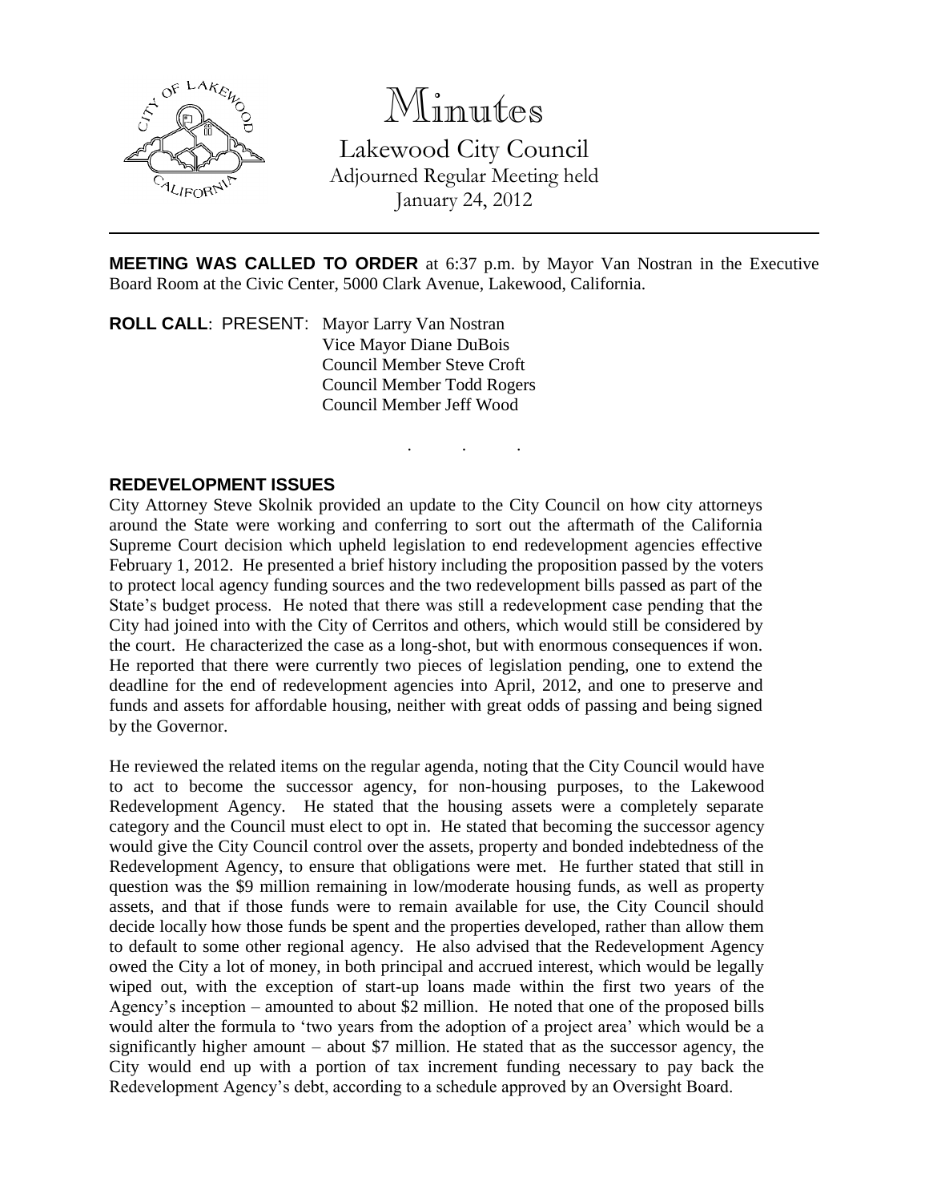# Minutes

Lakewood City Council
Adjourned Regular Meeting held
January 24, 2012

---

**MEETING WAS CALLED TO ORDER** at 6:37 p.m. by Mayor Van Nostran in the Executive Board Room at the Civic Center, 5000 Clark Avenue, Lakewood, California.

**ROLL CALL**: PRESENT: Mayor Larry Van Nostran
Vice Mayor Diane DuBois
Council Member Steve Croft
Council Member Todd Rogers
Council Member Jeff Wood

. . .

**REDEVELOPMENT ISSUES**

City Attorney Steve Skolnik provided an update to the City Council on how city attorneys around the State were working and conferring to sort out the aftermath of the California Supreme Court decision which upheld legislation to end redevelopment agencies effective February 1, 2012. He presented a brief history including the proposition passed by the voters to protect local agency funding sources and the two redevelopment bills passed as part of the State's budget process. He noted that there was still a redevelopment case pending that the City had joined into with the City of Cerritos and others, which would still be considered by the court. He characterized the case as a long-shot, but with enormous consequences if won. He reported that there were currently two pieces of legislation pending, one to extend the deadline for the end of redevelopment agencies into April, 2012, and one to preserve and funds and assets for affordable housing, neither with great odds of passing and being signed by the Governor.

He reviewed the related items on the regular agenda, noting that the City Council would have to act to become the successor agency, for non-housing purposes, to the Lakewood Redevelopment Agency. He stated that the housing assets were a completely separate category and the Council must elect to opt in. He stated that becoming the successor agency would give the City Council control over the assets, property and bonded indebtedness of the Redevelopment Agency, to ensure that obligations were met. He further stated that still in question was the $9 million remaining in low/moderate housing funds, as well as property assets, and that if those funds were to remain available for use, the City Council should decide locally how those funds be spent and the properties developed, rather than allow them to default to some other regional agency. He also advised that the Redevelopment Agency owed the City a lot of money, in both principal and accrued interest, which would be legally wiped out, with the exception of start-up loans made within the first two years of the Agency's inception – amounted to about $2 million. He noted that one of the proposed bills would alter the formula to 'two years from the adoption of a project area' which would be a significantly higher amount – about $7 million. He stated that as the successor agency, the City would end up with a portion of tax increment funding necessary to pay back the Redevelopment Agency's debt, according to a schedule approved by an Oversight Board.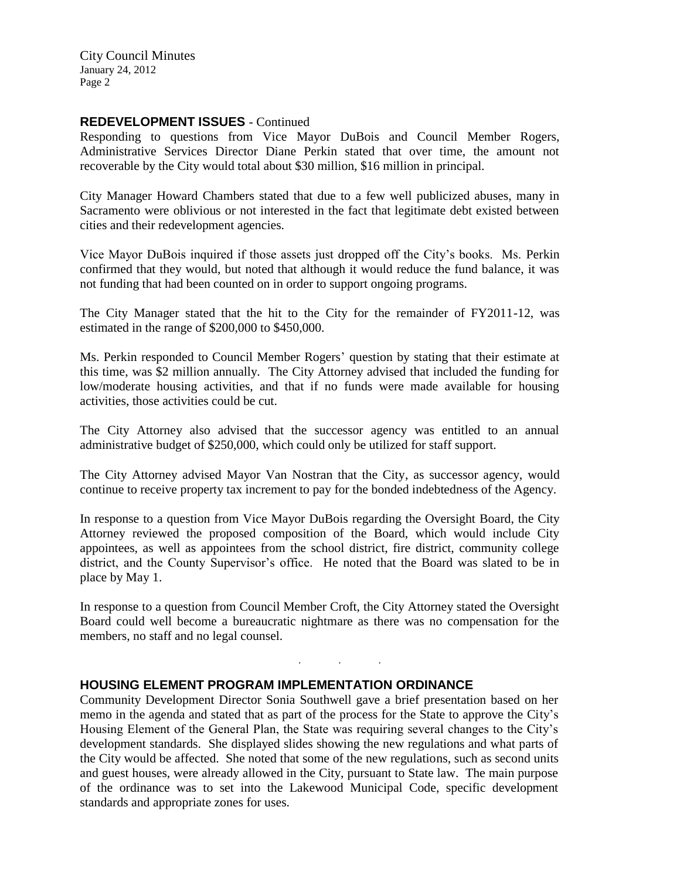## REDEVELOPMENT ISSUES - Continued

Responding to questions from Vice Mayor DuBois and Council Member Rogers, Administrative Services Director Diane Perkin stated that over time, the amount not recoverable by the City would total about $30 million, $16 million in principal.

City Manager Howard Chambers stated that due to a few well publicized abuses, many in Sacramento were oblivious or not interested in the fact that legitimate debt existed between cities and their redevelopment agencies.

Vice Mayor DuBois inquired if those assets just dropped off the City's books. Ms. Perkin confirmed that they would, but noted that although it would reduce the fund balance, it was not funding that had been counted on in order to support ongoing programs.

The City Manager stated that the hit to the City for the remainder of FY2011-12, was estimated in the range of $200,000 to $450,000.

Ms. Perkin responded to Council Member Rogers' question by stating that their estimate at this time, was $2 million annually. The City Attorney advised that included the funding for low/moderate housing activities, and that if no funds were made available for housing activities, those activities could be cut.

The City Attorney also advised that the successor agency was entitled to an annual administrative budget of $250,000, which could only be utilized for staff support.

The City Attorney advised Mayor Van Nostran that the City, as successor agency, would continue to receive property tax increment to pay for the bonded indebtedness of the Agency.

In response to a question from Vice Mayor DuBois regarding the Oversight Board, the City Attorney reviewed the proposed composition of the Board, which would include City appointees, as well as appointees from the school district, fire district, community college district, and the County Supervisor's office. He noted that the Board was slated to be in place by May 1.

In response to a question from Council Member Croft, the City Attorney stated the Oversight Board could well become a bureaucratic nightmare as there was no compensation for the members, no staff and no legal counsel.

. . .

## HOUSING ELEMENT PROGRAM IMPLEMENTATION ORDINANCE

Community Development Director Sonia Southwell gave a brief presentation based on her memo in the agenda and stated that as part of the process for the State to approve the City's Housing Element of the General Plan, the State was requiring several changes to the City's development standards. She displayed slides showing the new regulations and what parts of the City would be affected. She noted that some of the new regulations, such as second units and guest houses, were already allowed in the City, pursuant to State law. The main purpose of the ordinance was to set into the Lakewood Municipal Code, specific development standards and appropriate zones for uses.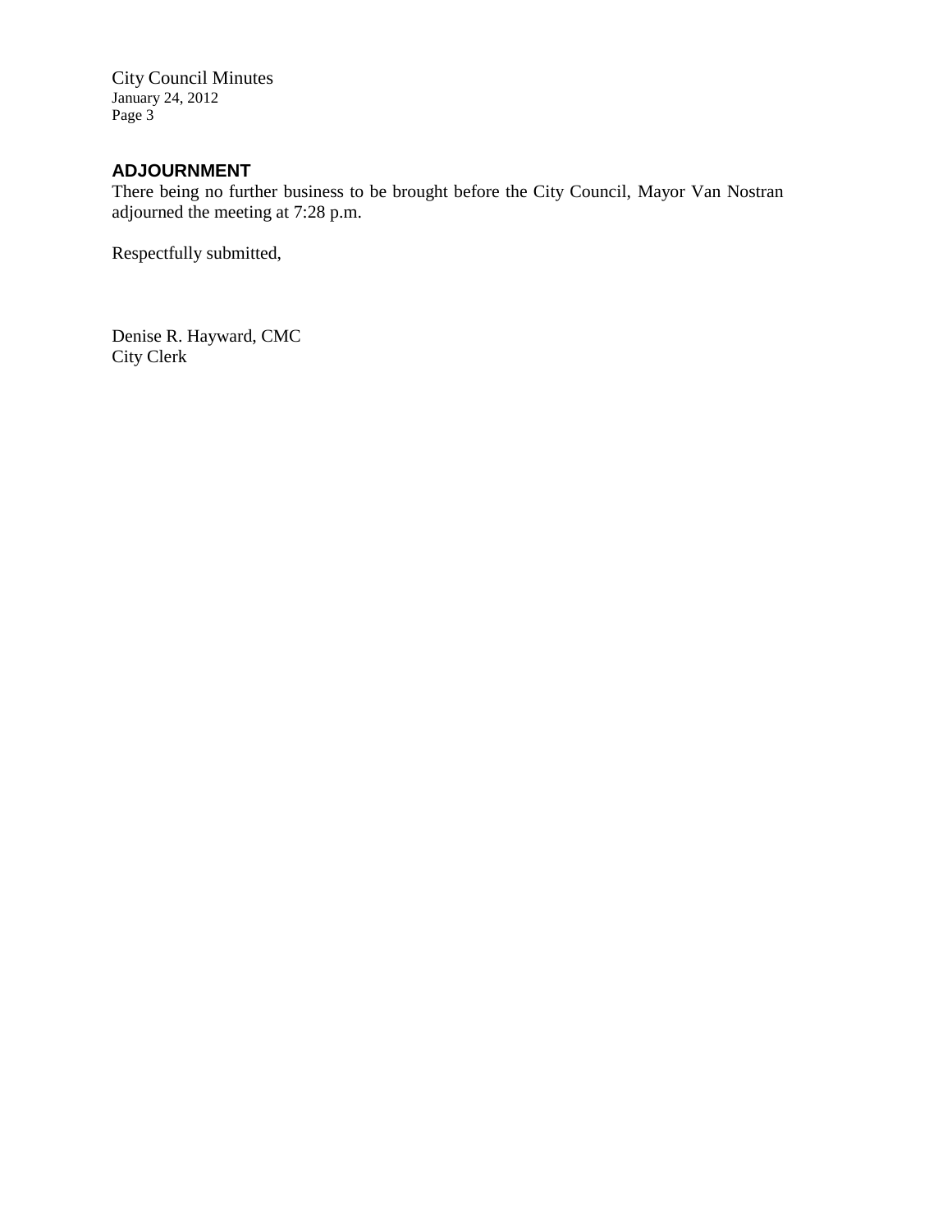## ADJOURNMENT

There being no further business to be brought before the City Council, Mayor Van Nostran adjourned the meeting at 7:28 p.m.

Respectfully submitted,

Denise R. Hayward, CMC
City Clerk